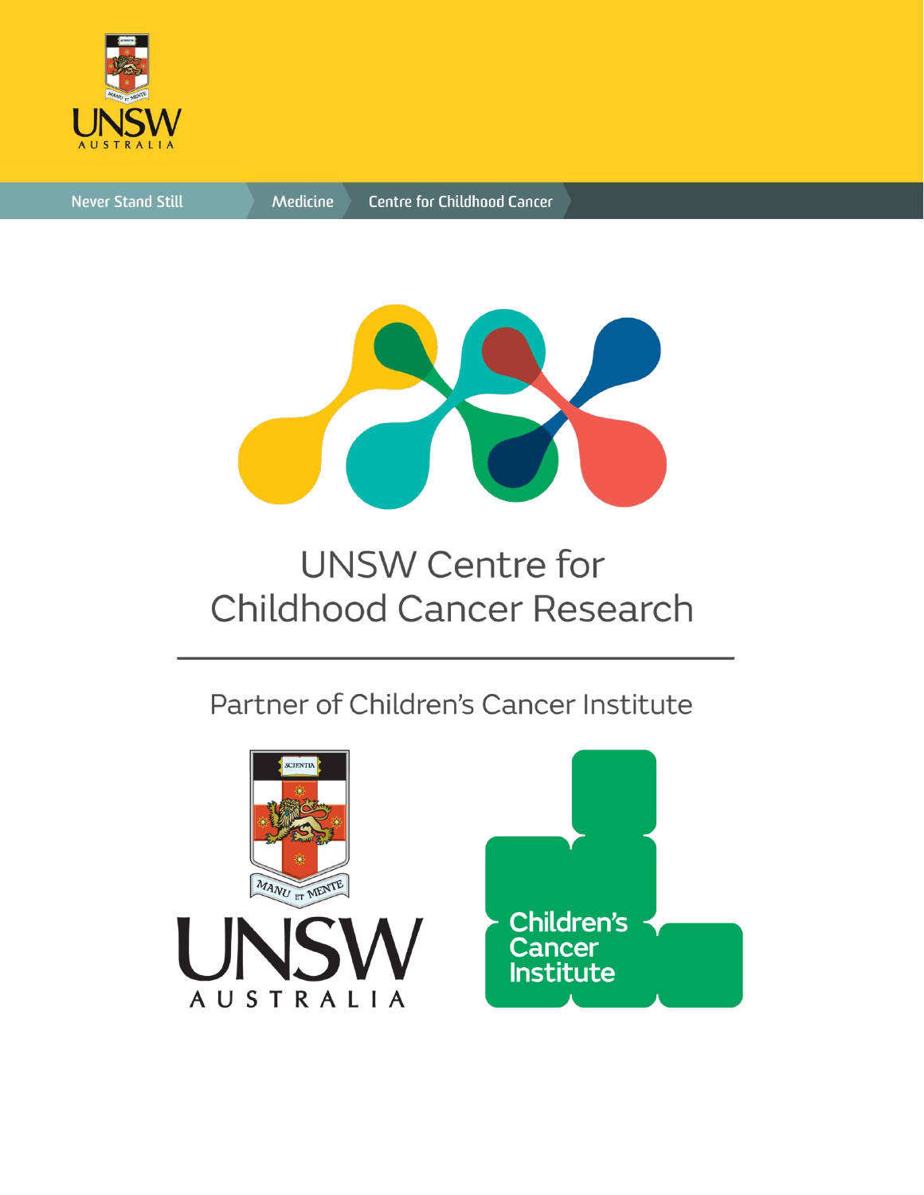Never Stand Still | Medicine | Centre for Childhood Cancer

# UNSW Centre for Childhood Cancer Research

Partner of Children's Cancer Institute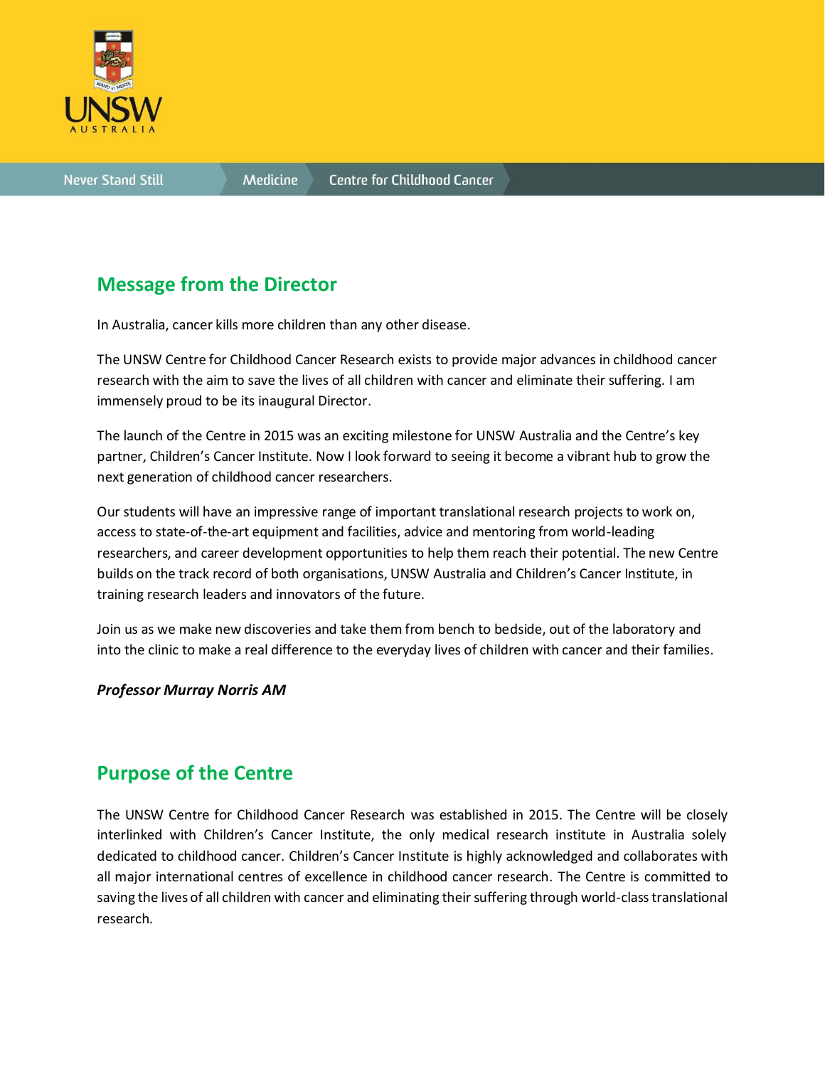## Message from the Director

In Australia, cancer kills more children than any other disease.

The UNSW Centre for Childhood Cancer Research exists to provide major advances in childhood cancer research with the aim to save the lives of all children with cancer and eliminate their suffering. I am immensely proud to be its inaugural Director.

The launch of the Centre in 2015 was an exciting milestone for UNSW Australia and the Centre's key partner, Children's Cancer Institute. Now I look forward to seeing it become a vibrant hub to grow the next generation of childhood cancer researchers.

Our students will have an impressive range of important translational research projects to work on, access to state-of-the-art equipment and facilities, advice and mentoring from world-leading researchers, and career development opportunities to help them reach their potential. The new Centre builds on the track record of both organisations, UNSW Australia and Children's Cancer Institute, in training research leaders and innovators of the future.

Join us as we make new discoveries and take them from bench to bedside, out of the laboratory and into the clinic to make a real difference to the everyday lives of children with cancer and their families.

***Professor Murray Norris AM***

## Purpose of the Centre

The UNSW Centre for Childhood Cancer Research was established in 2015. The Centre will be closely interlinked with Children's Cancer Institute, the only medical research institute in Australia solely dedicated to childhood cancer. Children's Cancer Institute is highly acknowledged and collaborates with all major international centres of excellence in childhood cancer research. The Centre is committed to saving the lives of all children with cancer and eliminating their suffering through world-class translational research.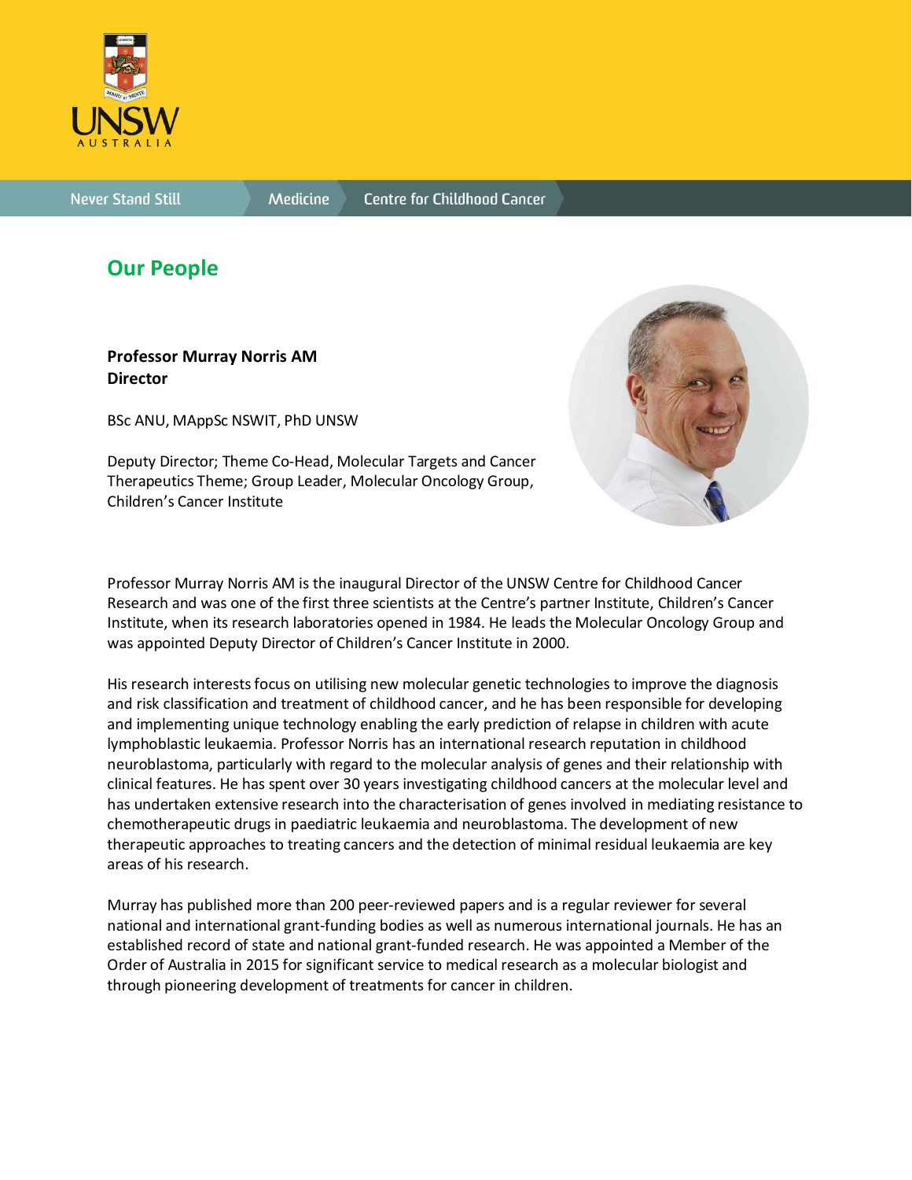# Our People

**Professor Murray Norris AM**
**Director**

BSc ANU, MAppSc NSWIT, PhD UNSW

Deputy Director; Theme Co-Head, Molecular Targets and Cancer Therapeutics Theme; Group Leader, Molecular Oncology Group, Children's Cancer Institute

Professor Murray Norris AM is the inaugural Director of the UNSW Centre for Childhood Cancer Research and was one of the first three scientists at the Centre's partner Institute, Children's Cancer Institute, when its research laboratories opened in 1984. He leads the Molecular Oncology Group and was appointed Deputy Director of Children's Cancer Institute in 2000.

His research interests focus on utilising new molecular genetic technologies to improve the diagnosis and risk classification and treatment of childhood cancer, and he has been responsible for developing and implementing unique technology enabling the early prediction of relapse in children with acute lymphoblastic leukaemia. Professor Norris has an international research reputation in childhood neuroblastoma, particularly with regard to the molecular analysis of genes and their relationship with clinical features. He has spent over 30 years investigating childhood cancers at the molecular level and has undertaken extensive research into the characterisation of genes involved in mediating resistance to chemotherapeutic drugs in paediatric leukaemia and neuroblastoma. The development of new therapeutic approaches to treating cancers and the detection of minimal residual leukaemia are key areas of his research.

Murray has published more than 200 peer-reviewed papers and is a regular reviewer for several national and international grant-funding bodies as well as numerous international journals. He has an established record of state and national grant-funded research. He was appointed a Member of the Order of Australia in 2015 for significant service to medical research as a molecular biologist and through pioneering development of treatments for cancer in children.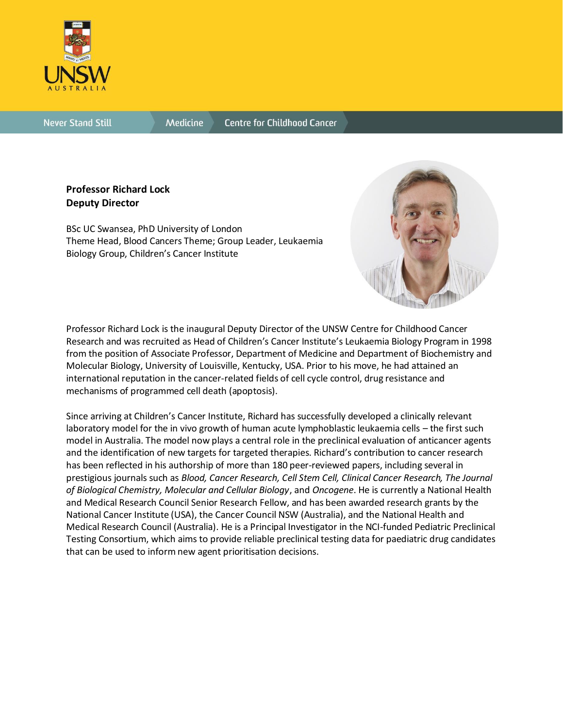**Professor Richard Lock**
**Deputy Director**

BSc UC Swansea, PhD University of London
Theme Head, Blood Cancers Theme; Group Leader, Leukaemia Biology Group, Children's Cancer Institute

Professor Richard Lock is the inaugural Deputy Director of the UNSW Centre for Childhood Cancer Research and was recruited as Head of Children's Cancer Institute's Leukaemia Biology Program in 1998 from the position of Associate Professor, Department of Medicine and Department of Biochemistry and Molecular Biology, University of Louisville, Kentucky, USA. Prior to his move, he had attained an international reputation in the cancer-related fields of cell cycle control, drug resistance and mechanisms of programmed cell death (apoptosis).

Since arriving at Children's Cancer Institute, Richard has successfully developed a clinically relevant laboratory model for the in vivo growth of human acute lymphoblastic leukaemia cells – the first such model in Australia. The model now plays a central role in the preclinical evaluation of anticancer agents and the identification of new targets for targeted therapies. Richard's contribution to cancer research has been reflected in his authorship of more than 180 peer-reviewed papers, including several in prestigious journals such as *Blood, Cancer Research, Cell Stem Cell, Clinical Cancer Research, The Journal of Biological Chemistry, Molecular and Cellular Biology*, and *Oncogene*. He is currently a National Health and Medical Research Council Senior Research Fellow, and has been awarded research grants by the National Cancer Institute (USA), the Cancer Council NSW (Australia), and the National Health and Medical Research Council (Australia). He is a Principal Investigator in the NCI-funded Pediatric Preclinical Testing Consortium, which aims to provide reliable preclinical testing data for paediatric drug candidates that can be used to inform new agent prioritisation decisions.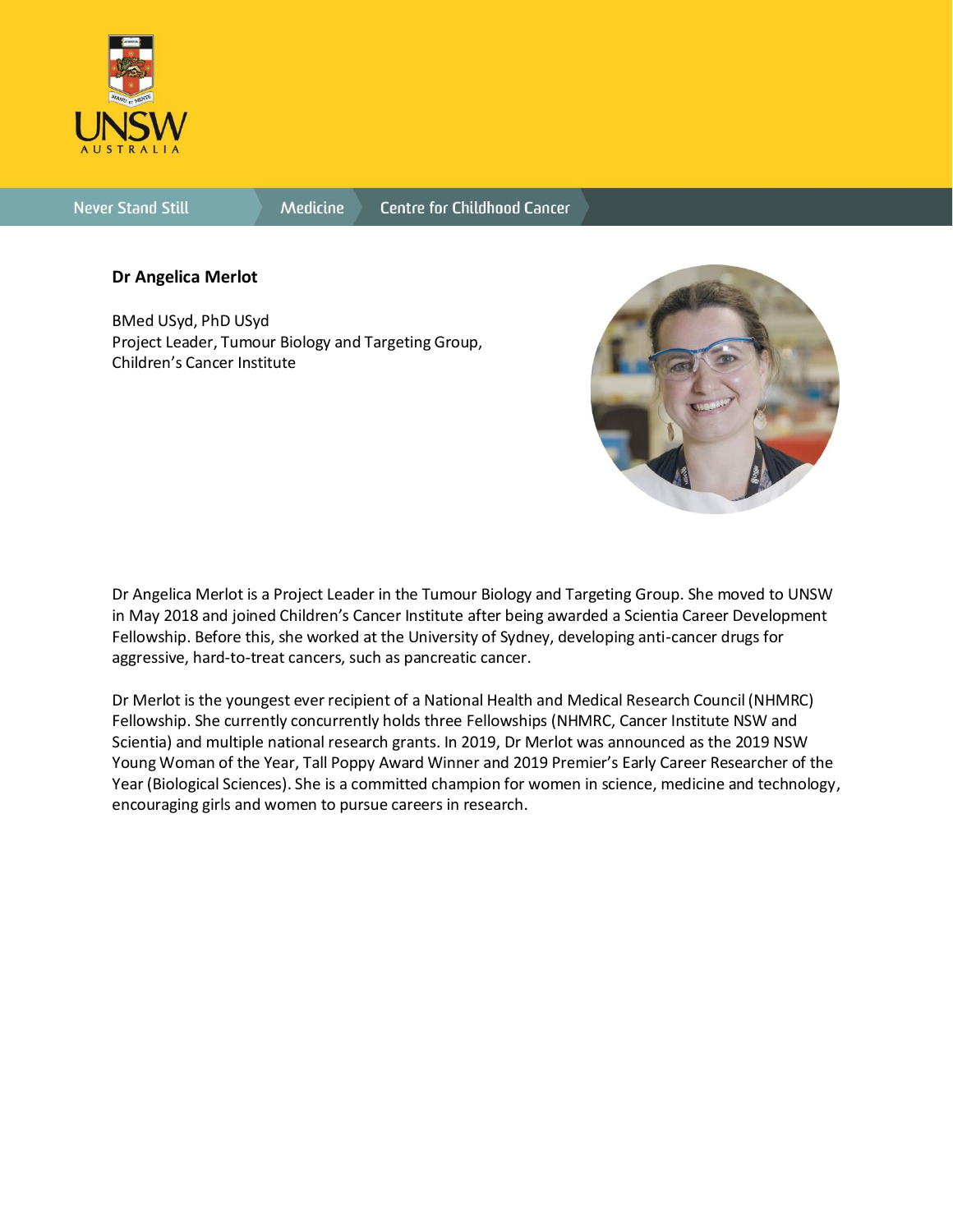**Dr Angelica Merlot**

BMed USyd, PhD USyd
Project Leader, Tumour Biology and Targeting Group,
Children's Cancer Institute

Dr Angelica Merlot is a Project Leader in the Tumour Biology and Targeting Group. She moved to UNSW in May 2018 and joined Children's Cancer Institute after being awarded a Scientia Career Development Fellowship. Before this, she worked at the University of Sydney, developing anti-cancer drugs for aggressive, hard-to-treat cancers, such as pancreatic cancer.

Dr Merlot is the youngest ever recipient of a National Health and Medical Research Council (NHMRC) Fellowship. She currently concurrently holds three Fellowships (NHMRC, Cancer Institute NSW and Scientia) and multiple national research grants. In 2019, Dr Merlot was announced as the 2019 NSW Young Woman of the Year, Tall Poppy Award Winner and 2019 Premier's Early Career Researcher of the Year (Biological Sciences). She is a committed champion for women in science, medicine and technology, encouraging girls and women to pursue careers in research.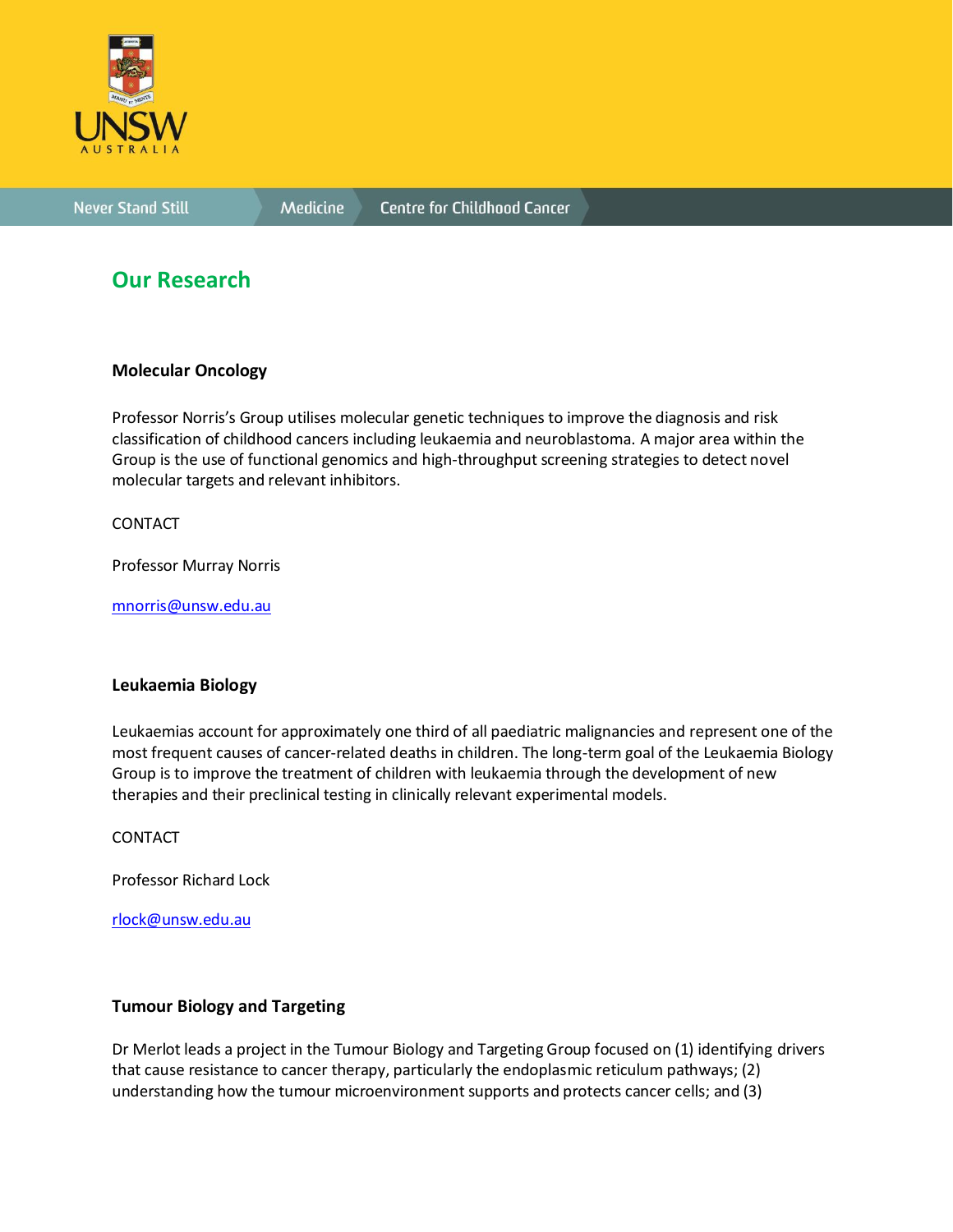## Our Research

### Molecular Oncology

Professor Norris's Group utilises molecular genetic techniques to improve the diagnosis and risk classification of childhood cancers including leukaemia and neuroblastoma. A major area within the Group is the use of functional genomics and high-throughput screening strategies to detect novel molecular targets and relevant inhibitors.

CONTACT

Professor Murray Norris

mnorris@unsw.edu.au

### Leukaemia Biology

Leukaemias account for approximately one third of all paediatric malignancies and represent one of the most frequent causes of cancer-related deaths in children. The long-term goal of the Leukaemia Biology Group is to improve the treatment of children with leukaemia through the development of new therapies and their preclinical testing in clinically relevant experimental models.

CONTACT

Professor Richard Lock

rlock@unsw.edu.au

### Tumour Biology and Targeting

Dr Merlot leads a project in the Tumour Biology and Targeting Group focused on (1) identifying drivers that cause resistance to cancer therapy, particularly the endoplasmic reticulum pathways; (2) understanding how the tumour microenvironment supports and protects cancer cells; and (3)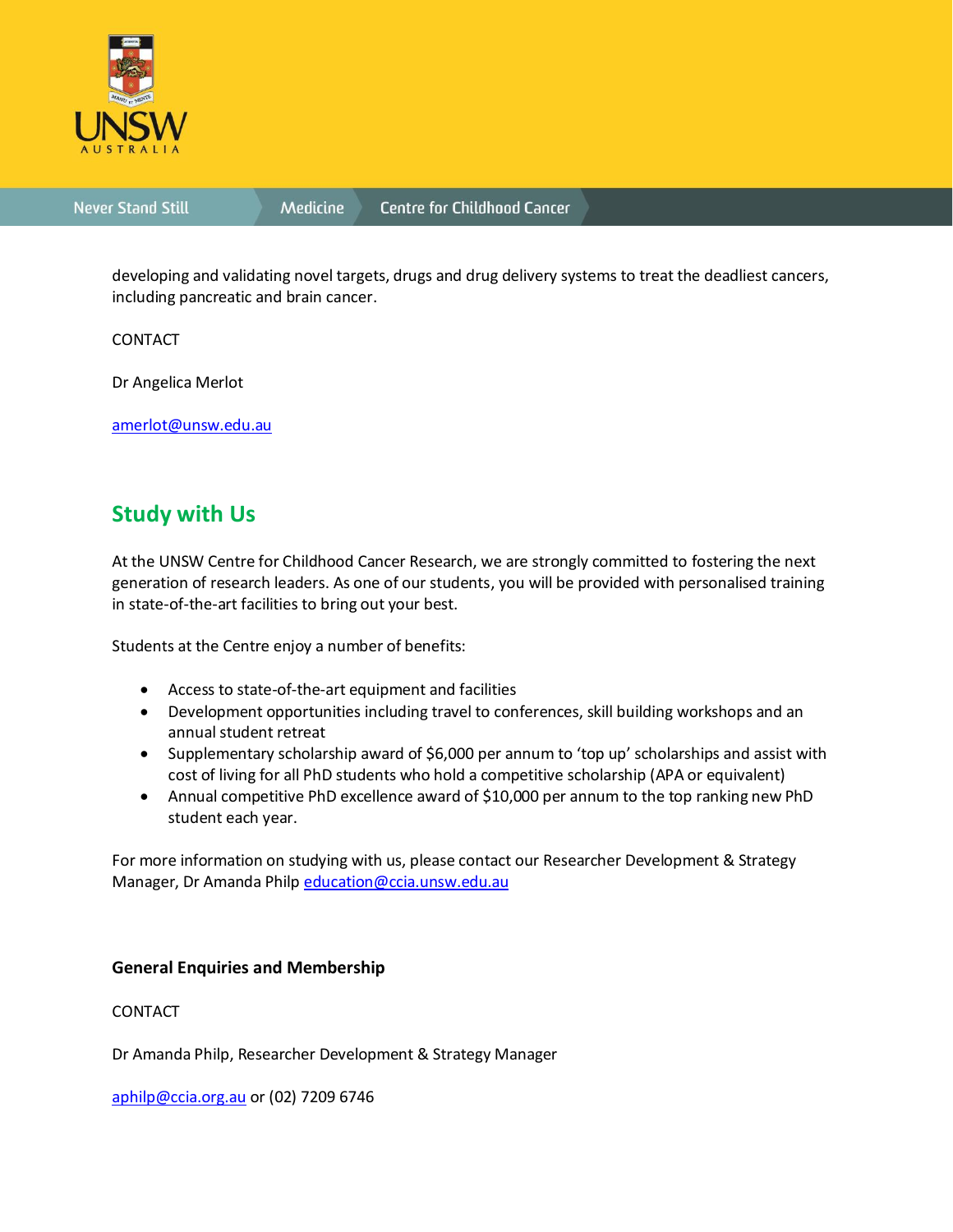developing and validating novel targets, drugs and drug delivery systems to treat the deadliest cancers, including pancreatic and brain cancer.

CONTACT

Dr Angelica Merlot

amerlot@unsw.edu.au

## Study with Us

At the UNSW Centre for Childhood Cancer Research, we are strongly committed to fostering the next generation of research leaders. As one of our students, you will be provided with personalised training in state-of-the-art facilities to bring out your best.

Students at the Centre enjoy a number of benefits:

- Access to state-of-the-art equipment and facilities
- Development opportunities including travel to conferences, skill building workshops and an annual student retreat
- Supplementary scholarship award of $6,000 per annum to 'top up' scholarships and assist with cost of living for all PhD students who hold a competitive scholarship (APA or equivalent)
- Annual competitive PhD excellence award of $10,000 per annum to the top ranking new PhD student each year.

For more information on studying with us, please contact our Researcher Development & Strategy Manager, Dr Amanda Philp education@ccia.unsw.edu.au

**General Enquiries and Membership**

CONTACT

Dr Amanda Philp, Researcher Development & Strategy Manager

aphilp@ccia.org.au or (02) 7209 6746